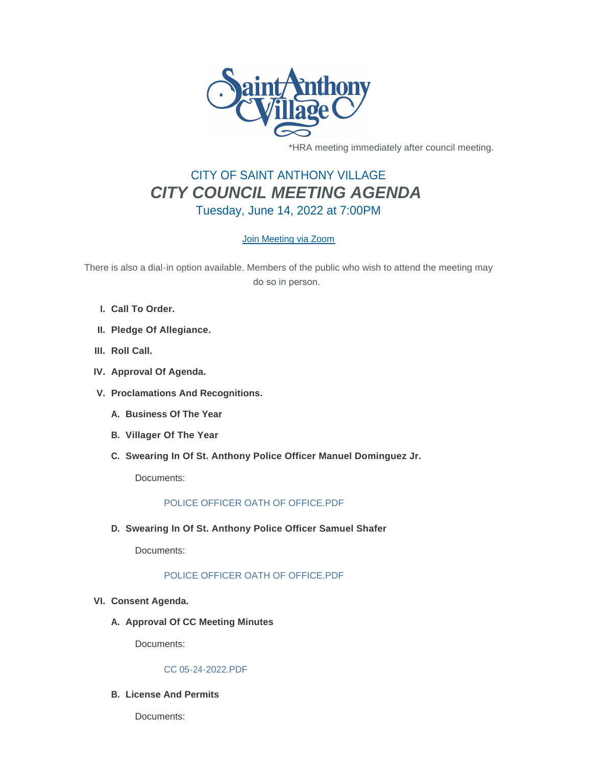*HRA meeting immediately after council meeting.

## CITY OF SAINT ANTHONY VILLAGE

# *CITY COUNCIL MEETING AGENDA*

### Tuesday, June 14, 2022 at 7:00PM

[Join Meeting via Zoom]

There is also a dial-in option available. Members of the public who wish to attend the meeting may do so in person.

I. **Call To Order.**

II. **Pledge Of Allegiance.**

III. **Roll Call.**

IV. **Approval Of Agenda.**

V. **Proclamations And Recognitions.**

   A. **Business Of The Year**

   B. **Villager Of The Year**

   C. **Swearing In Of St. Anthony Police Officer Manuel Dominguez Jr.**

      Documents:

      POLICE OFFICER OATH OF OFFICE.PDF

   D. **Swearing In Of St. Anthony Police Officer Samuel Shafer**

      Documents:

      POLICE OFFICER OATH OF OFFICE.PDF

VI. **Consent Agenda.**

   A. **Approval Of CC Meeting Minutes**

      Documents:

      CC 05-24-2022.PDF

   B. **License And Permits**

      Documents: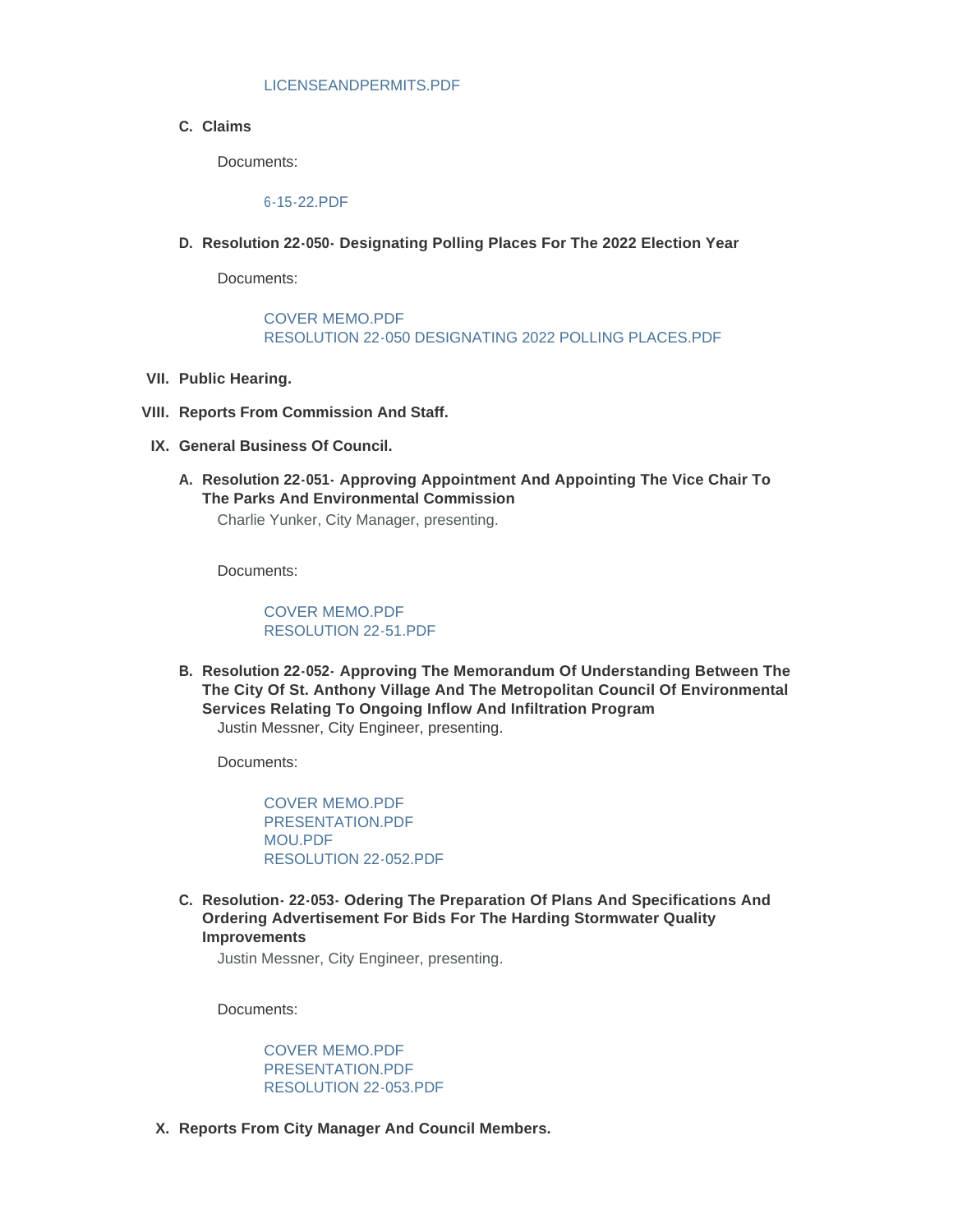LICENSEANDPERMITS.PDF

C. **Claims**

Documents:

6-15-22.PDF

D. **Resolution 22-050- Designating Polling Places For The 2022 Election Year**

Documents:

COVER MEMO.PDF
RESOLUTION 22-050 DESIGNATING 2022 POLLING PLACES.PDF

VII. **Public Hearing.**

VIII. **Reports From Commission And Staff.**

IX. **General Business Of Council.**

A. **Resolution 22-051- Approving Appointment And Appointing The Vice Chair To The Parks And Environmental Commission**

Charlie Yunker, City Manager, presenting.

Documents:

COVER MEMO.PDF
RESOLUTION 22-51.PDF

B. **Resolution 22-052- Approving The Memorandum Of Understanding Between The The City Of St. Anthony Village And The Metropolitan Council Of Environmental Services Relating To Ongoing Inflow And Infiltration Program**

Justin Messner, City Engineer, presenting.

Documents:

COVER MEMO.PDF
PRESENTATION.PDF
MOU.PDF
RESOLUTION 22-052.PDF

C. **Resolution- 22-053- Odering The Preparation Of Plans And Specifications And Ordering Advertisement For Bids For The Harding Stormwater Quality Improvements**

Justin Messner, City Engineer, presenting.

Documents:

COVER MEMO.PDF
PRESENTATION.PDF
RESOLUTION 22-053.PDF

X. **Reports From City Manager And Council Members.**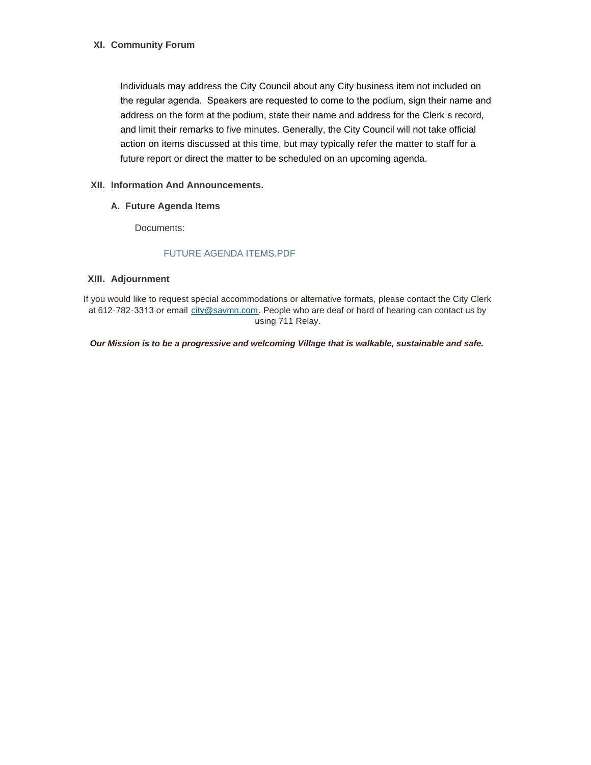## XI. Community Forum

Individuals may address the City Council about any City business item not included on the regular agenda. Speakers are requested to come to the podium, sign their name and address on the form at the podium, state their name and address for the Clerk's record, and limit their remarks to five minutes. Generally, the City Council will not take official action on items discussed at this time, but may typically refer the matter to staff for a future report or direct the matter to be scheduled on an upcoming agenda.

## XII. Information And Announcements.

### A. Future Agenda Items

Documents:

FUTURE AGENDA ITEMS.PDF

## XIII. Adjournment

If you would like to request special accommodations or alternative formats, please contact the City Clerk at 612-782-3313 or email city@savmn.com. People who are deaf or hard of hearing can contact us by using 711 Relay.

***Our Mission is to be a progressive and welcoming Village that is walkable, sustainable and safe.***